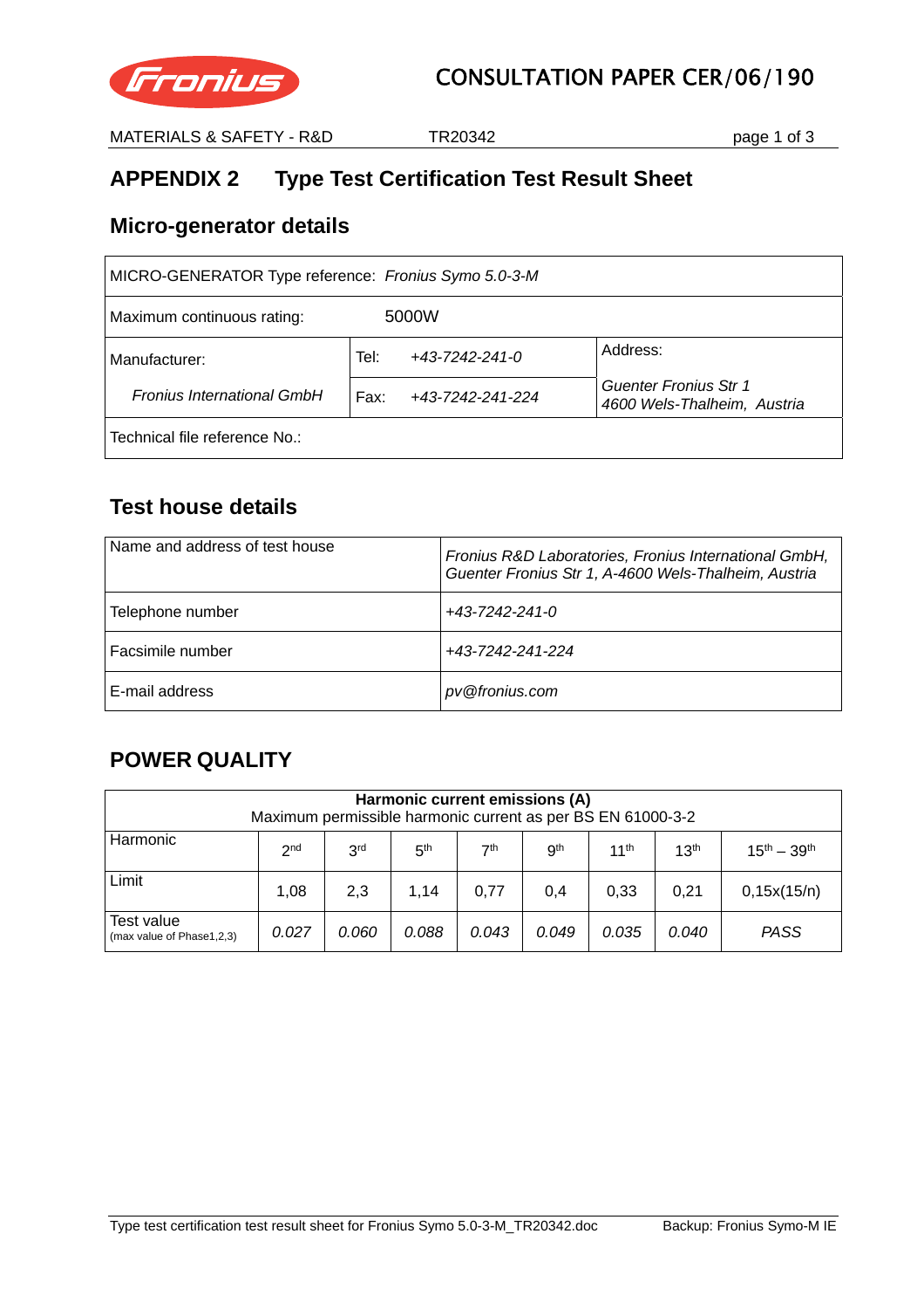# APPENDIX 2 Type Test Certification Test Result Sheet

## Micro-generator details

| MICRO-GENERATOR Type reference: *Fronius Symo 5.0-3-M* | | |
|---|---|---|
| Maximum continuous rating: 5000W | | |
| Manufacturer: | Tel: *+43-7242-241-0* | Address: |
| *Fronius International GmbH* | Fax: *+43-7242-241-224* | *Guenter Fronius Str 1* *4600 Wels-Thalheim, Austria* |
| Technical file reference No.: | | |

## Test house details

| Name and address of test house | *Fronius R&D Laboratories, Fronius International GmbH, Guenter Fronius Str 1, A-4600 Wels-Thalheim, Austria* |
|---|---|
| Telephone number | *+43-7242-241-0* |
| Facsimile number | *+43-7242-241-224* |
| E-mail address | *pv@fronius.com* |

## POWER QUALITY

| **Harmonic current emissions (A)** Maximum permissible harmonic current as per BS EN 61000-3-2 | | | | | | | | |
|---|---|---|---|---|---|---|---|---|
| Harmonic | 2nd | 3rd | 5th | 7th | 9th | 11th | 13th | 15th – 39th |
| Limit | 1,08 | 2,3 | 1,14 | 0,77 | 0,4 | 0,33 | 0,21 | 0,15x(15/n) |
| Test value (max value of Phase1,2,3) | *0.027* | *0.060* | *0.088* | *0.043* | *0.049* | *0.035* | *0.040* | *PASS* |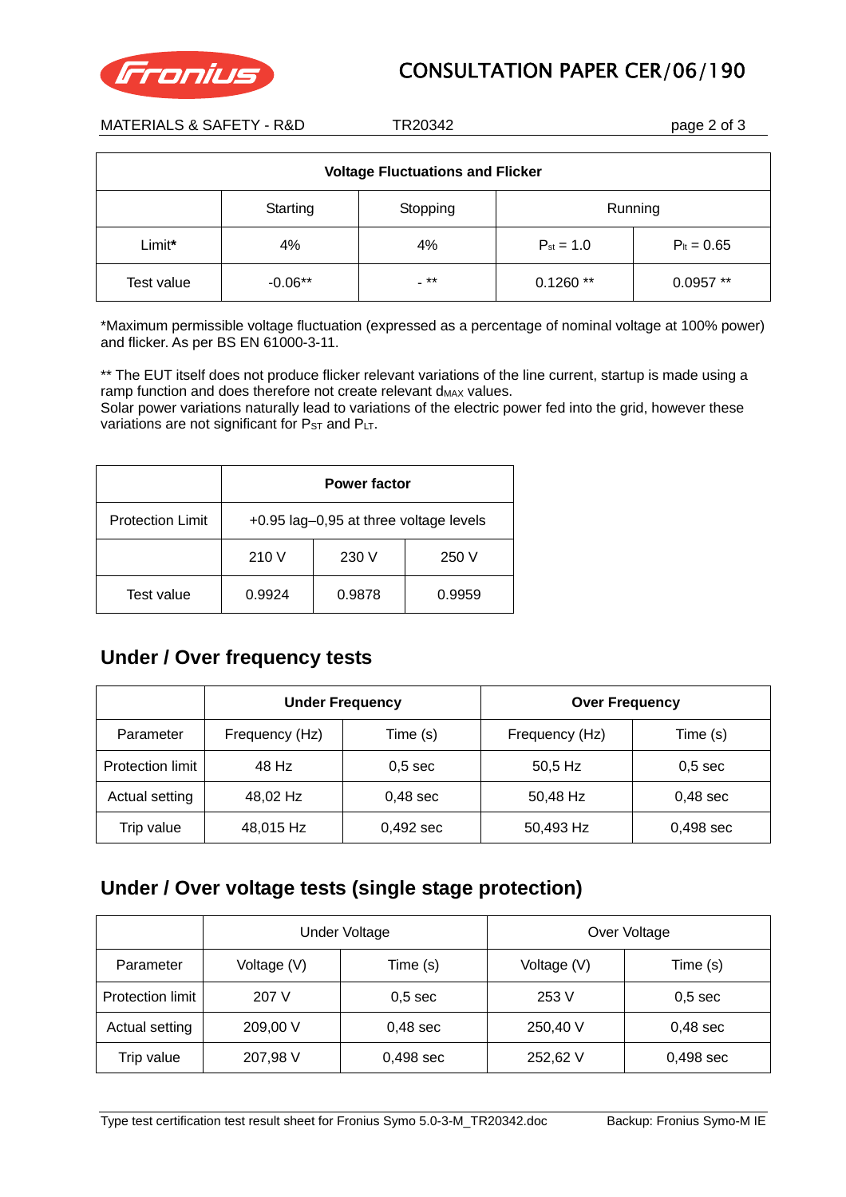| Voltage Fluctuations and Flicker | | | | |
|---|---|---|---|---|
| | Starting | Stopping | Running | |
| Limit* | 4% | 4% | $P_{st}$ = 1.0 | $P_{lt}$ = 0.65 |
| Test value | -0.06** | - ** | 0.1260 ** | 0.0957 ** |

*Maximum permissible voltage fluctuation (expressed as a percentage of nominal voltage at 100% power) and flicker. As per BS EN 61000-3-11.

** The EUT itself does not produce flicker relevant variations of the line current, startup is made using a ramp function and does therefore not create relevant $d_{MAX}$ values.
Solar power variations naturally lead to variations of the electric power fed into the grid, however these variations are not significant for $P_{ST}$ and $P_{LT}$.

| | Power factor | | |
|---|---|---|---|
| Protection Limit | +0.95 lag–0,95 at three voltage levels | | |
| | 210 V | 230 V | 250 V |
| Test value | 0.9924 | 0.9878 | 0.9959 |

## Under / Over frequency tests

| | Under Frequency | | Over Frequency | |
|---|---|---|---|---|
| Parameter | Frequency (Hz) | Time (s) | Frequency (Hz) | Time (s) |
| Protection limit | 48 Hz | 0,5 sec | 50,5 Hz | 0,5 sec |
| Actual setting | 48,02 Hz | 0,48 sec | 50,48 Hz | 0,48 sec |
| Trip value | 48,015 Hz | 0,492 sec | 50,493 Hz | 0,498 sec |

## Under / Over voltage tests (single stage protection)

| | Under Voltage | | Over Voltage | |
|---|---|---|---|---|
| Parameter | Voltage (V) | Time (s) | Voltage (V) | Time (s) |
| Protection limit | 207 V | 0,5 sec | 253 V | 0,5 sec |
| Actual setting | 209,00 V | 0,48 sec | 250,40 V | 0,48 sec |
| Trip value | 207,98 V | 0,498 sec | 252,62 V | 0,498 sec |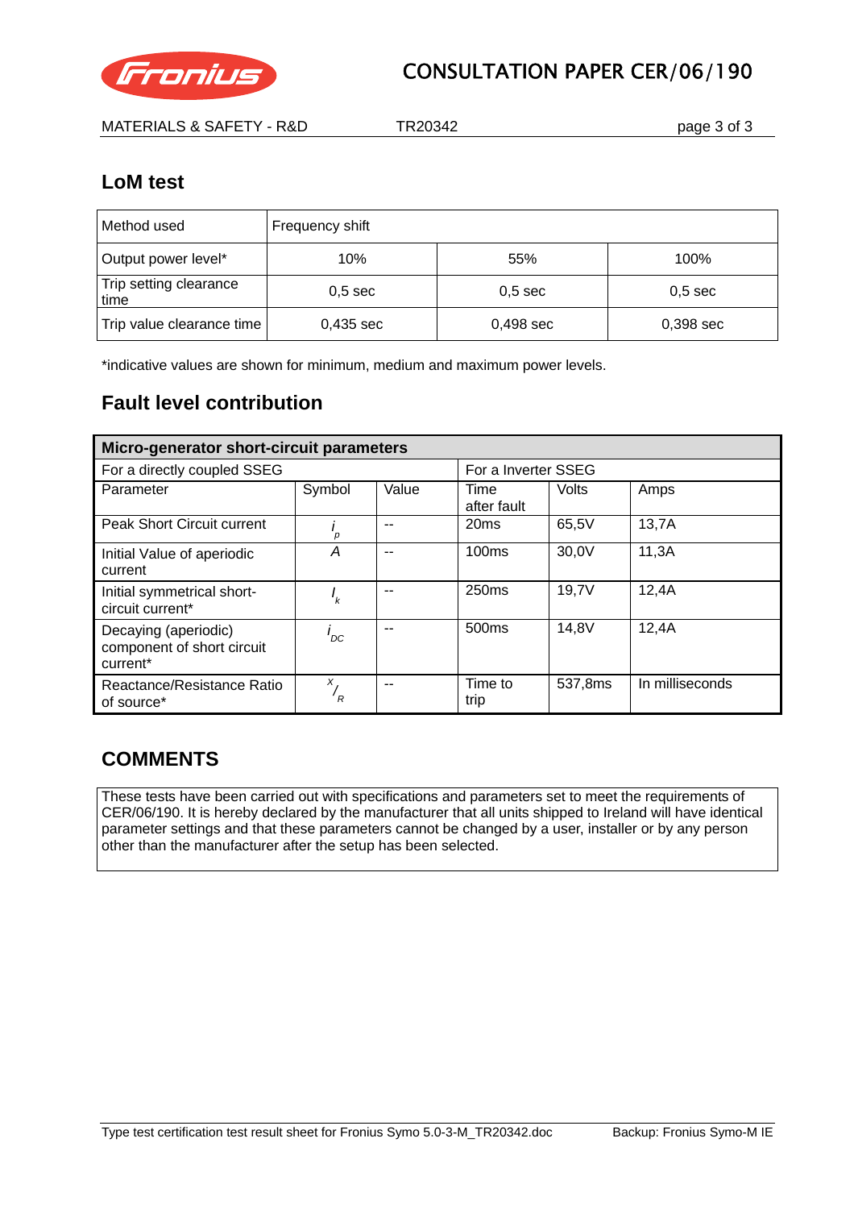## LoM test

| Method used | Frequency shift | | |
|---|---|---|---|
| Output power level* | 10% | 55% | 100% |
| Trip setting clearance time | 0,5 sec | 0,5 sec | 0,5 sec |
| Trip value clearance time | 0,435 sec | 0,498 sec | 0,398 sec |

*indicative values are shown for minimum, medium and maximum power levels.

## Fault level contribution

| Micro-generator short-circuit parameters | | | | | |
|---|---|---|---|---|---|
| For a directly coupled SSEG | | | For a Inverter SSEG | | |
| Parameter | Symbol | Value | Time after fault | Volts | Amps |
| Peak Short Circuit current | $i_p$ | -- | 20ms | 65,5V | 13,7A |
| Initial Value of aperiodic current | $A$ | -- | 100ms | 30,0V | 11,3A |
| Initial symmetrical short-circuit current* | $I_k$ | -- | 250ms | 19,7V | 12,4A |
| Decaying (aperiodic) component of short circuit current* | $i_{DC}$ | -- | 500ms | 14,8V | 12,4A |
| Reactance/Resistance Ratio of source* | $^{X}/_{R}$ | -- | Time to trip | 537,8ms | In milliseconds |

## COMMENTS

These tests have been carried out with specifications and parameters set to meet the requirements of CER/06/190. It is hereby declared by the manufacturer that all units shipped to Ireland will have identical parameter settings and that these parameters cannot be changed by a user, installer or by any person other than the manufacturer after the setup has been selected.